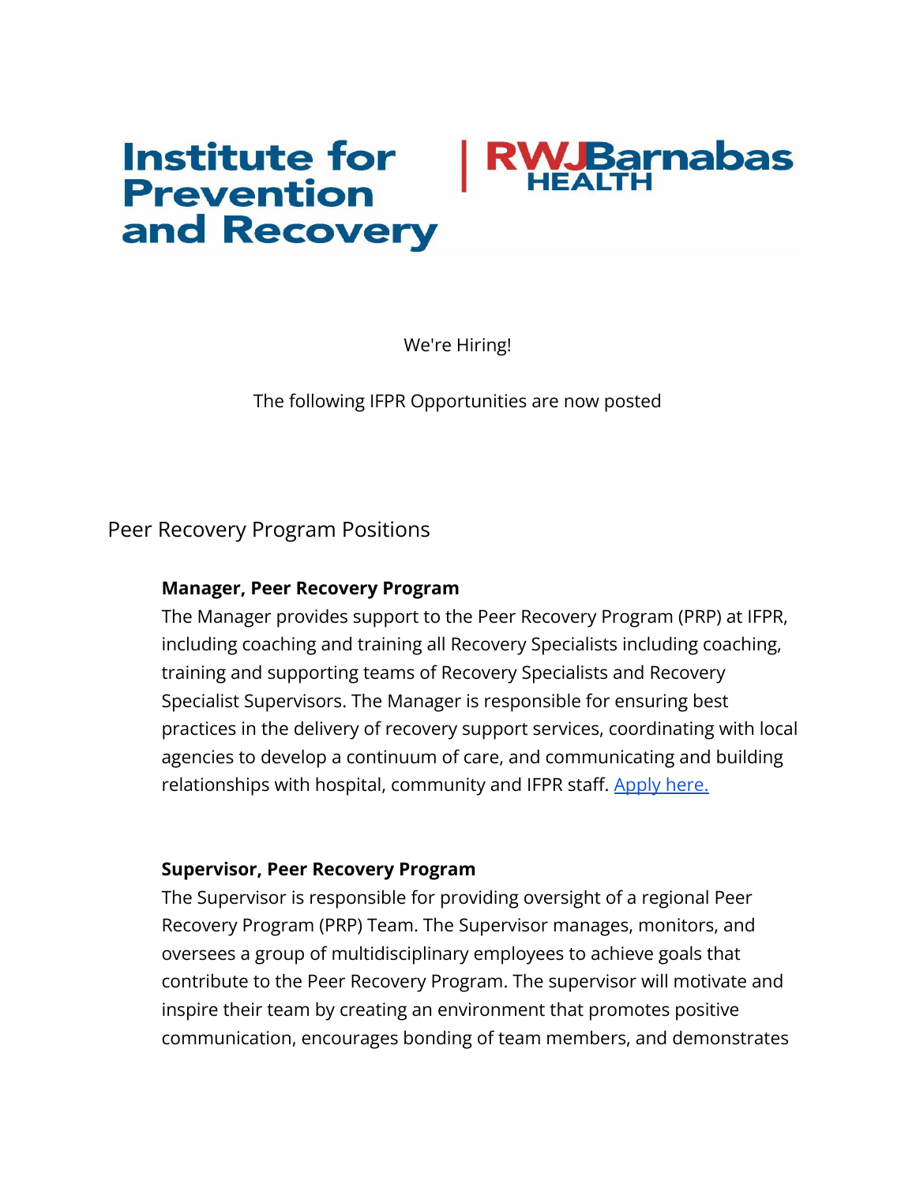Institute for Prevention and Recovery | RWJBarnabas HEALTH

We're Hiring!

The following IFPR Opportunities are now posted

## Peer Recovery Program Positions

**Manager, Peer Recovery Program**
The Manager provides support to the Peer Recovery Program (PRP) at IFPR, including coaching and training all Recovery Specialists including coaching, training and supporting teams of Recovery Specialists and Recovery Specialist Supervisors. The Manager is responsible for ensuring best practices in the delivery of recovery support services, coordinating with local agencies to develop a continuum of care, and communicating and building relationships with hospital, community and IFPR staff. Apply here.

**Supervisor, Peer Recovery Program**
The Supervisor is responsible for providing oversight of a regional Peer Recovery Program (PRP) Team. The Supervisor manages, monitors, and oversees a group of multidisciplinary employees to achieve goals that contribute to the Peer Recovery Program. The supervisor will motivate and inspire their team by creating an environment that promotes positive communication, encourages bonding of team members, and demonstrates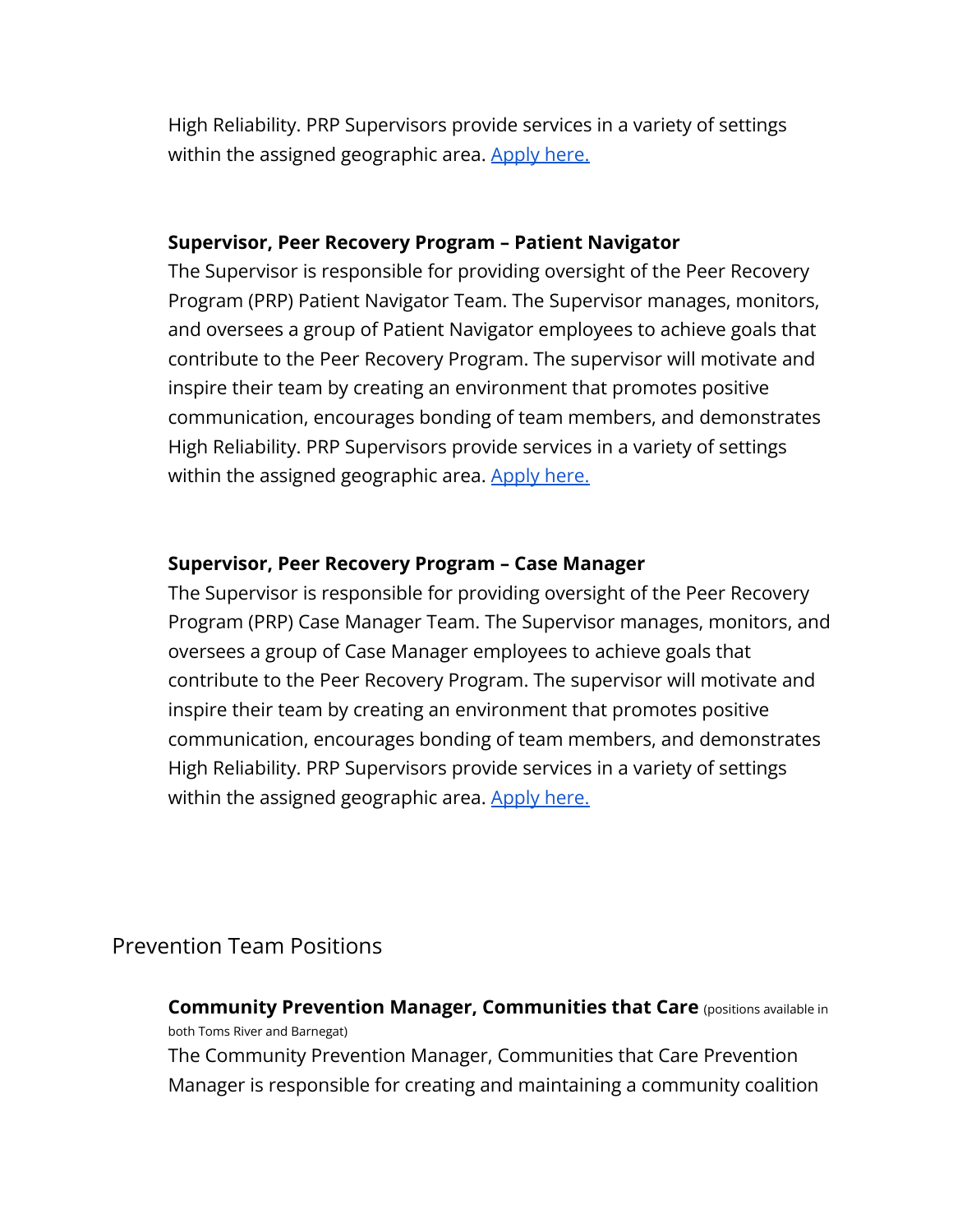High Reliability. PRP Supervisors provide services in a variety of settings within the assigned geographic area. Apply here.

**Supervisor, Peer Recovery Program – Patient Navigator**

The Supervisor is responsible for providing oversight of the Peer Recovery Program (PRP) Patient Navigator Team. The Supervisor manages, monitors, and oversees a group of Patient Navigator employees to achieve goals that contribute to the Peer Recovery Program. The supervisor will motivate and inspire their team by creating an environment that promotes positive communication, encourages bonding of team members, and demonstrates High Reliability. PRP Supervisors provide services in a variety of settings within the assigned geographic area. Apply here.

**Supervisor, Peer Recovery Program – Case Manager**

The Supervisor is responsible for providing oversight of the Peer Recovery Program (PRP) Case Manager Team. The Supervisor manages, monitors, and oversees a group of Case Manager employees to achieve goals that contribute to the Peer Recovery Program. The supervisor will motivate and inspire their team by creating an environment that promotes positive communication, encourages bonding of team members, and demonstrates High Reliability. PRP Supervisors provide services in a variety of settings within the assigned geographic area. Apply here.

## Prevention Team Positions

**Community Prevention Manager, Communities that Care** (positions available in both Toms River and Barnegat)

The Community Prevention Manager, Communities that Care Prevention Manager is responsible for creating and maintaining a community coalition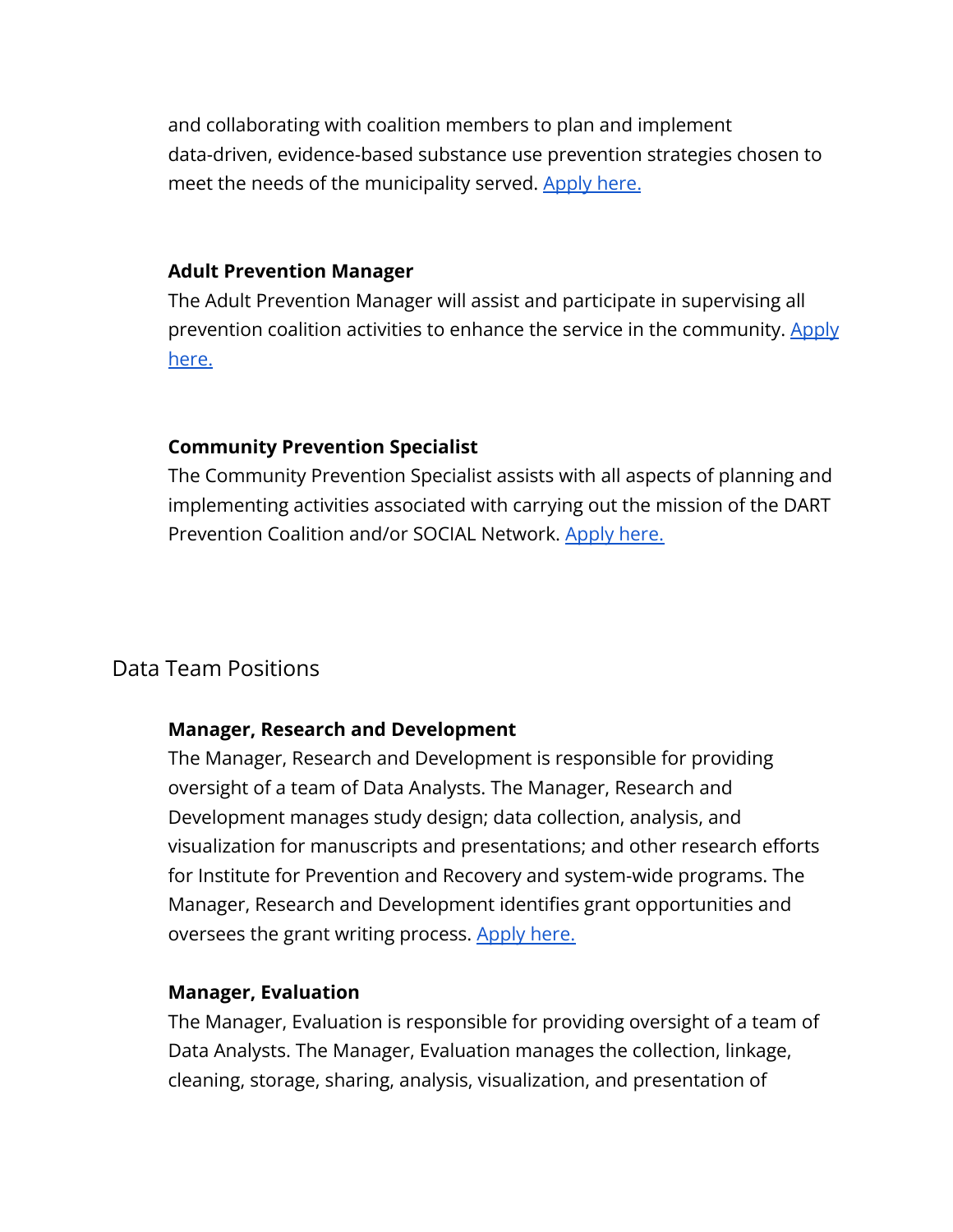and collaborating with coalition members to plan and implement data-driven, evidence-based substance use prevention strategies chosen to meet the needs of the municipality served. Apply here.

**Adult Prevention Manager**
The Adult Prevention Manager will assist and participate in supervising all prevention coalition activities to enhance the service in the community. Apply here.

**Community Prevention Specialist**
The Community Prevention Specialist assists with all aspects of planning and implementing activities associated with carrying out the mission of the DART Prevention Coalition and/or SOCIAL Network. Apply here.

## Data Team Positions

**Manager, Research and Development**
The Manager, Research and Development is responsible for providing oversight of a team of Data Analysts. The Manager, Research and Development manages study design; data collection, analysis, and visualization for manuscripts and presentations; and other research efforts for Institute for Prevention and Recovery and system-wide programs. The Manager, Research and Development identifies grant opportunities and oversees the grant writing process. Apply here.

**Manager, Evaluation**
The Manager, Evaluation is responsible for providing oversight of a team of Data Analysts. The Manager, Evaluation manages the collection, linkage, cleaning, storage, sharing, analysis, visualization, and presentation of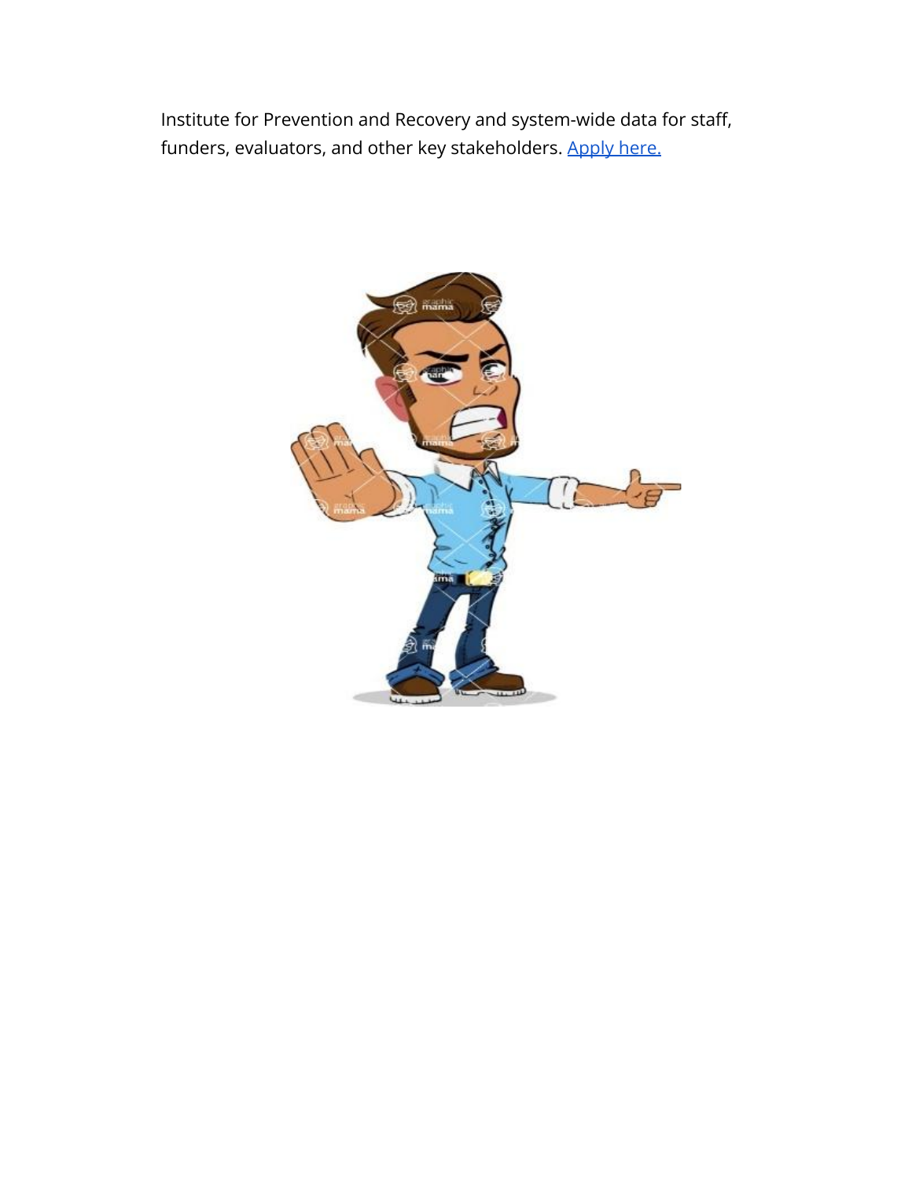Institute for Prevention and Recovery and system-wide data for staff, funders, evaluators, and other key stakeholders. Apply here.